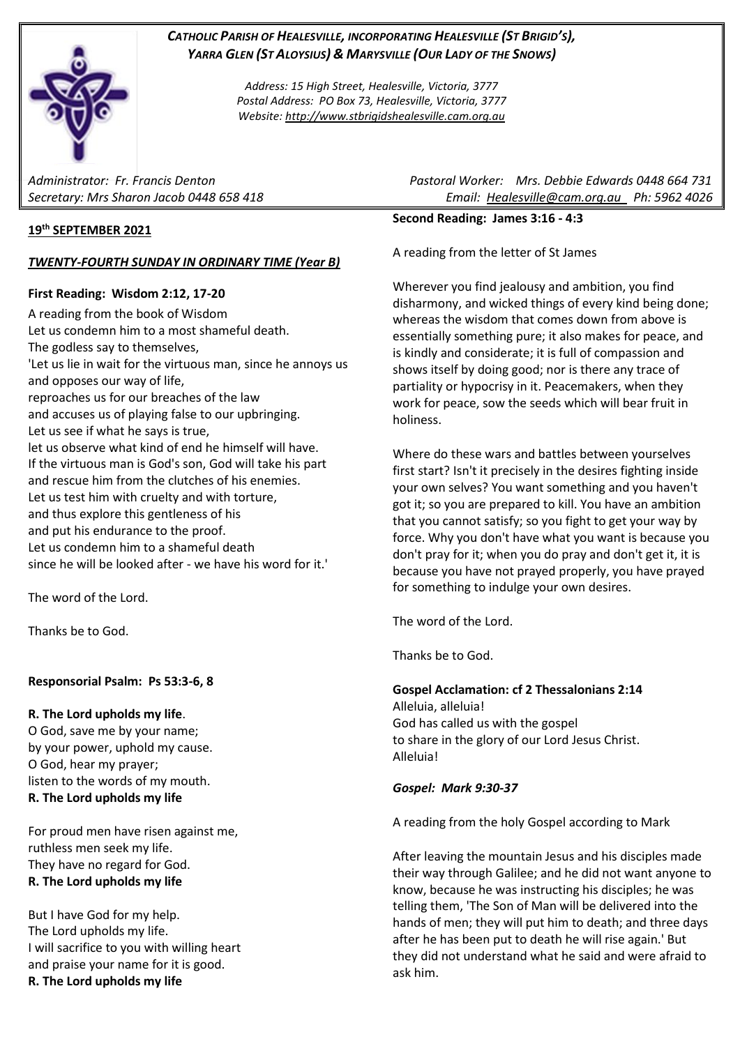***CATHOLIC PARISH OF HEALESVILLE, INCORPORATING HEALESVILLE (ST BRIGID'S), YARRA GLEN (ST ALOYSIUS) & MARYSVILLE (OUR LADY OF THE SNOWS)***

*Address: 15 High Street, Healesville, Victoria, 3777*
*Postal Address: PO Box 73, Healesville, Victoria, 3777*
*Website: http://www.stbrigidshealesville.cam.org.au*

*Administrator: Fr. Francis Denton*
*Secretary: Mrs Sharon Jacob 0448 658 418*
*Pastoral Worker: Mrs. Debbie Edwards 0448 664 731*
*Email: Healesville@cam.org.au Ph: 5962 4026*

**19th SEPTEMBER 2021**

***TWENTY-FOURTH SUNDAY IN ORDINARY TIME (Year B)***

**First Reading: Wisdom 2:12, 17-20**

A reading from the book of Wisdom
Let us condemn him to a most shameful death.
The godless say to themselves,
'Let us lie in wait for the virtuous man, since he annoys us and opposes our way of life,
reproaches us for our breaches of the law
and accuses us of playing false to our upbringing.
Let us see if what he says is true,
let us observe what kind of end he himself will have.
If the virtuous man is God's son, God will take his part
and rescue him from the clutches of his enemies.
Let us test him with cruelty and with torture,
and thus explore this gentleness of his
and put his endurance to the proof.
Let us condemn him to a shameful death
since he will be looked after - we have his word for it.'

The word of the Lord.

Thanks be to God.

**Responsorial Psalm: Ps 53:3-6, 8**

**R. The Lord upholds my life**.
O God, save me by your name;
by your power, uphold my cause.
O God, hear my prayer;
listen to the words of my mouth.
**R. The Lord upholds my life**

For proud men have risen against me,
ruthless men seek my life.
They have no regard for God.
**R. The Lord upholds my life**

But I have God for my help.
The Lord upholds my life.
I will sacrifice to you with willing heart
and praise your name for it is good.
**R. The Lord upholds my life**

**Second Reading: James 3:16 - 4:3**

A reading from the letter of St James

Wherever you find jealousy and ambition, you find disharmony, and wicked things of every kind being done; whereas the wisdom that comes down from above is essentially something pure; it also makes for peace, and is kindly and considerate; it is full of compassion and shows itself by doing good; nor is there any trace of partiality or hypocrisy in it. Peacemakers, when they work for peace, sow the seeds which will bear fruit in holiness.

Where do these wars and battles between yourselves first start? Isn't it precisely in the desires fighting inside your own selves? You want something and you haven't got it; so you are prepared to kill. You have an ambition that you cannot satisfy; so you fight to get your way by force. Why you don't have what you want is because you don't pray for it; when you do pray and don't get it, it is because you have not prayed properly, you have prayed for something to indulge your own desires.

The word of the Lord.

Thanks be to God.

**Gospel Acclamation: cf 2 Thessalonians 2:14**

Alleluia, alleluia!
God has called us with the gospel
to share in the glory of our Lord Jesus Christ.
Alleluia!

***Gospel: Mark 9:30-37***

A reading from the holy Gospel according to Mark

After leaving the mountain Jesus and his disciples made their way through Galilee; and he did not want anyone to know, because he was instructing his disciples; he was telling them, 'The Son of Man will be delivered into the hands of men; they will put him to death; and three days after he has been put to death he will rise again.' But they did not understand what he said and were afraid to ask him.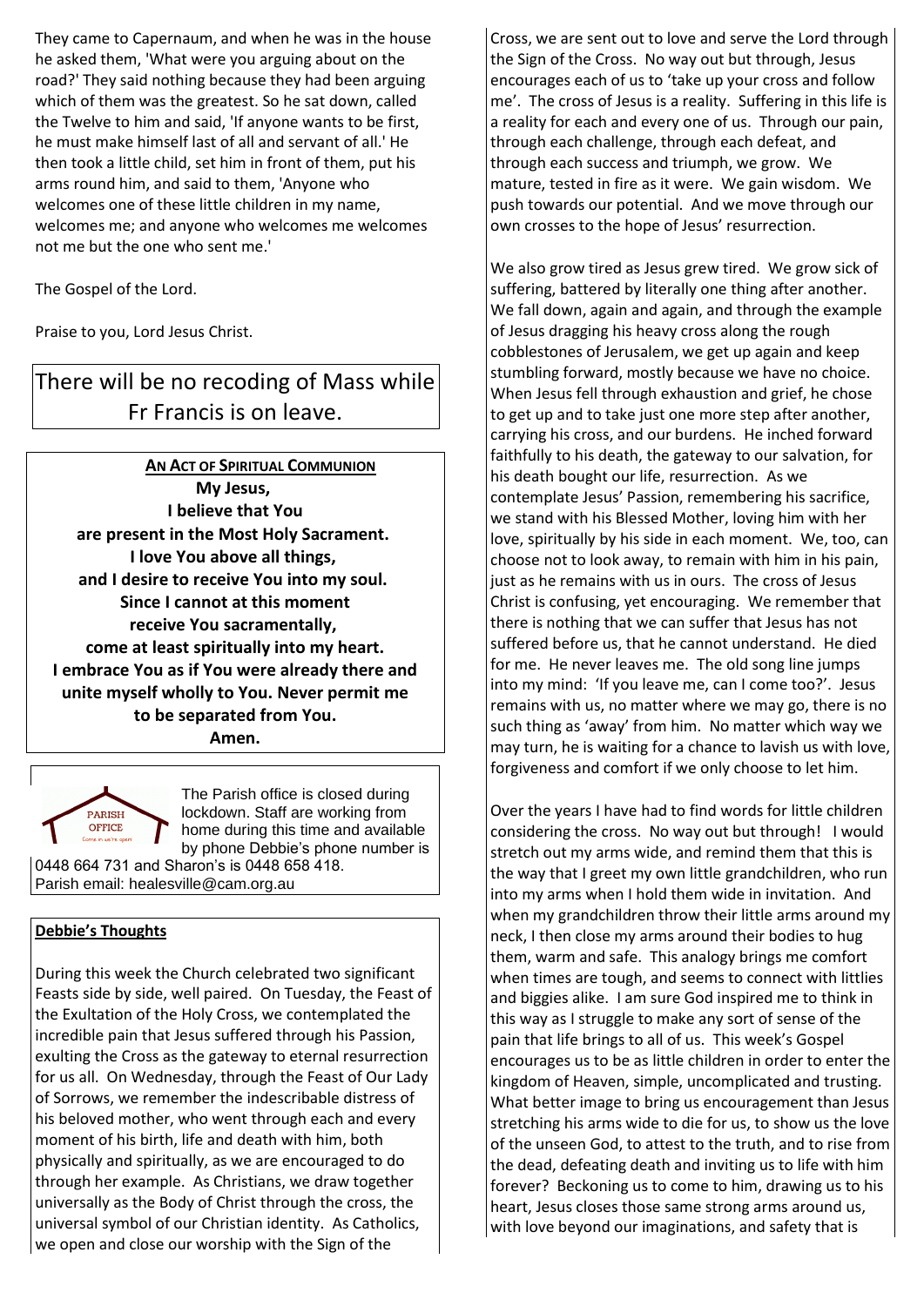They came to Capernaum, and when he was in the house he asked them, 'What were you arguing about on the road?' They said nothing because they had been arguing which of them was the greatest. So he sat down, called the Twelve to him and said, 'If anyone wants to be first, he must make himself last of all and servant of all.' He then took a little child, set him in front of them, put his arms round him, and said to them, 'Anyone who welcomes one of these little children in my name, welcomes me; and anyone who welcomes me welcomes not me but the one who sent me.'

The Gospel of the Lord.

Praise to you, Lord Jesus Christ.

There will be no recoding of Mass while Fr Francis is on leave.

**AN ACT OF SPIRITUAL COMMUNION**

**My Jesus,**
**I believe that You**
**are present in the Most Holy Sacrament.**
**I love You above all things,**
**and I desire to receive You into my soul.**
**Since I cannot at this moment**
**receive You sacramentally,**
**come at least spiritually into my heart.**
**I embrace You as if You were already there and unite myself wholly to You. Never permit me to be separated from You.**
**Amen.**

PARISH OFFICE
Come in we're open

The Parish office is closed during lockdown. Staff are working from home during this time and available by phone Debbie's phone number is 0448 664 731 and Sharon's is 0448 658 418.
Parish email: healesville@cam.org.au

## Debbie's Thoughts

During this week the Church celebrated two significant Feasts side by side, well paired. On Tuesday, the Feast of the Exultation of the Holy Cross, we contemplated the incredible pain that Jesus suffered through his Passion, exulting the Cross as the gateway to eternal resurrection for us all. On Wednesday, through the Feast of Our Lady of Sorrows, we remember the indescribable distress of his beloved mother, who went through each and every moment of his birth, life and death with him, both physically and spiritually, as we are encouraged to do through her example. As Christians, we draw together universally as the Body of Christ through the cross, the universal symbol of our Christian identity. As Catholics, we open and close our worship with the Sign of the Cross, we are sent out to love and serve the Lord through the Sign of the Cross. No way out but through, Jesus encourages each of us to 'take up your cross and follow me'. The cross of Jesus is a reality. Suffering in this life is a reality for each and every one of us. Through our pain, through each challenge, through each defeat, and through each success and triumph, we grow. We mature, tested in fire as it were. We gain wisdom. We push towards our potential. And we move through our own crosses to the hope of Jesus' resurrection.

We also grow tired as Jesus grew tired. We grow sick of suffering, battered by literally one thing after another. We fall down, again and again, and through the example of Jesus dragging his heavy cross along the rough cobblestones of Jerusalem, we get up again and keep stumbling forward, mostly because we have no choice. When Jesus fell through exhaustion and grief, he chose to get up and to take just one more step after another, carrying his cross, and our burdens. He inched forward faithfully to his death, the gateway to our salvation, for his death bought our life, resurrection. As we contemplate Jesus' Passion, remembering his sacrifice, we stand with his Blessed Mother, loving him with her love, spiritually by his side in each moment. We, too, can choose not to look away, to remain with him in his pain, just as he remains with us in ours. The cross of Jesus Christ is confusing, yet encouraging. We remember that there is nothing that we can suffer that Jesus has not suffered before us, that he cannot understand. He died for me. He never leaves me. The old song line jumps into my mind: 'If you leave me, can I come too?'. Jesus remains with us, no matter where we may go, there is no such thing as 'away' from him. No matter which way we may turn, he is waiting for a chance to lavish us with love, forgiveness and comfort if we only choose to let him.

Over the years I have had to find words for little children considering the cross. No way out but through! I would stretch out my arms wide, and remind them that this is the way that I greet my own little grandchildren, who run into my arms when I hold them wide in invitation. And when my grandchildren throw their little arms around my neck, I then close my arms around their bodies to hug them, warm and safe. This analogy brings me comfort when times are tough, and seems to connect with littlies and biggies alike. I am sure God inspired me to think in this way as I struggle to make any sort of sense of the pain that life brings to all of us. This week's Gospel encourages us to be as little children in order to enter the kingdom of Heaven, simple, uncomplicated and trusting. What better image to bring us encouragement than Jesus stretching his arms wide to die for us, to show us the love of the unseen God, to attest to the truth, and to rise from the dead, defeating death and inviting us to life with him forever? Beckoning us to come to him, drawing us to his heart, Jesus closes those same strong arms around us, with love beyond our imaginations, and safety that is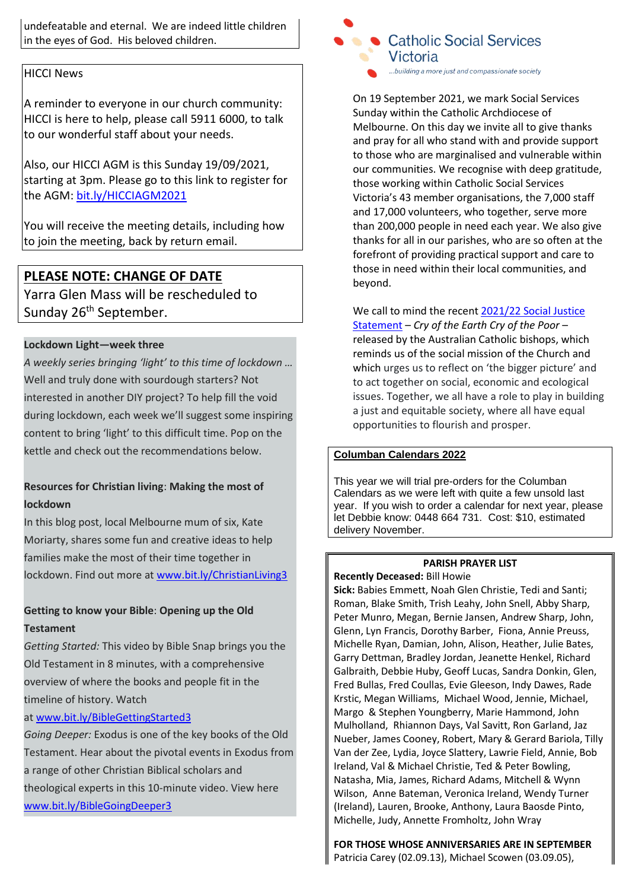undefeatable and eternal. We are indeed little children in the eyes of God. His beloved children.

HICCI News

A reminder to everyone in our church community: HICCI is here to help, please call 5911 6000, to talk to our wonderful staff about your needs.

Also, our HICCI AGM is this Sunday 19/09/2021, starting at 3pm. Please go to this link to register for the AGM: bit.ly/HICCIAGM2021

You will receive the meeting details, including how to join the meeting, back by return email.

## PLEASE NOTE: CHANGE OF DATE

Yarra Glen Mass will be rescheduled to Sunday 26th September.

**Lockdown Light—week three**

*A weekly series bringing 'light' to this time of lockdown …* Well and truly done with sourdough starters? Not interested in another DIY project? To help fill the void during lockdown, each week we'll suggest some inspiring content to bring 'light' to this difficult time. Pop on the kettle and check out the recommendations below.

**Resources for Christian living**: **Making the most of lockdown**

In this blog post, local Melbourne mum of six, Kate Moriarty, shares some fun and creative ideas to help families make the most of their time together in lockdown. Find out more at www.bit.ly/ChristianLiving3

**Getting to know your Bible**: **Opening up the Old Testament**

*Getting Started:* This video by Bible Snap brings you the Old Testament in 8 minutes, with a comprehensive overview of where the books and people fit in the timeline of history. Watch at www.bit.ly/BibleGettingStarted3

*Going Deeper:* Exodus is one of the key books of the Old Testament. Hear about the pivotal events in Exodus from a range of other Christian Biblical scholars and theological experts in this 10-minute video. View here www.bit.ly/BibleGoingDeeper3

Catholic Social Services Victoria
*...building a more just and compassionate society*

On 19 September 2021, we mark Social Services Sunday within the Catholic Archdiocese of Melbourne. On this day we invite all to give thanks and pray for all who stand with and provide support to those who are marginalised and vulnerable within our communities. We recognise with deep gratitude, those working within Catholic Social Services Victoria's 43 member organisations, the 7,000 staff and 17,000 volunteers, who together, serve more than 200,000 people in need each year. We also give thanks for all in our parishes, who are so often at the forefront of providing practical support and care to those in need within their local communities, and beyond.

We call to mind the recent 2021/22 Social Justice Statement – *Cry of the Earth Cry of the Poor* – released by the Australian Catholic bishops, which reminds us of the social mission of the Church and which urges us to reflect on 'the bigger picture' and to act together on social, economic and ecological issues. Together, we all have a role to play in building a just and equitable society, where all have equal opportunities to flourish and prosper.

**Columban Calendars 2022**

This year we will trial pre-orders for the Columban Calendars as we were left with quite a few unsold last year. If you wish to order a calendar for next year, please let Debbie know: 0448 664 731. Cost: $10, estimated delivery November.

**PARISH PRAYER LIST**

**Recently Deceased:** Bill Howie

**Sick:** Babies Emmett, Noah Glen Christie, Tedi and Santi; Roman, Blake Smith, Trish Leahy, John Snell, Abby Sharp, Peter Munro, Megan, Bernie Jansen, Andrew Sharp, John, Glenn, Lyn Francis, Dorothy Barber, Fiona, Annie Preuss, Michelle Ryan, Damian, John, Alison, Heather, Julie Bates, Garry Dettman, Bradley Jordan, Jeanette Henkel, Richard Galbraith, Debbie Huby, Geoff Lucas, Sandra Donkin, Glen, Fred Bullas, Fred Coullas, Evie Gleeson, Indy Dawes, Rade Krstic, Megan Williams, Michael Wood, Jennie, Michael, Margo & Stephen Youngberry, Marie Hammond, John Mulholland, Rhiannon Days, Val Savitt, Ron Garland, Jaz Nueber, James Cooney, Robert, Mary & Gerard Bariola, Tilly Van der Zee, Lydia, Joyce Slattery, Lawrie Field, Annie, Bob Ireland, Val & Michael Christie, Ted & Peter Bowling, Natasha, Mia, James, Richard Adams, Mitchell & Wynn Wilson, Anne Bateman, Veronica Ireland, Wendy Turner (Ireland), Lauren, Brooke, Anthony, Laura Baosde Pinto, Michelle, Judy, Annette Fromholtz, John Wray

**FOR THOSE WHOSE ANNIVERSARIES ARE IN SEPTEMBER**

Patricia Carey (02.09.13), Michael Scowen (03.09.05),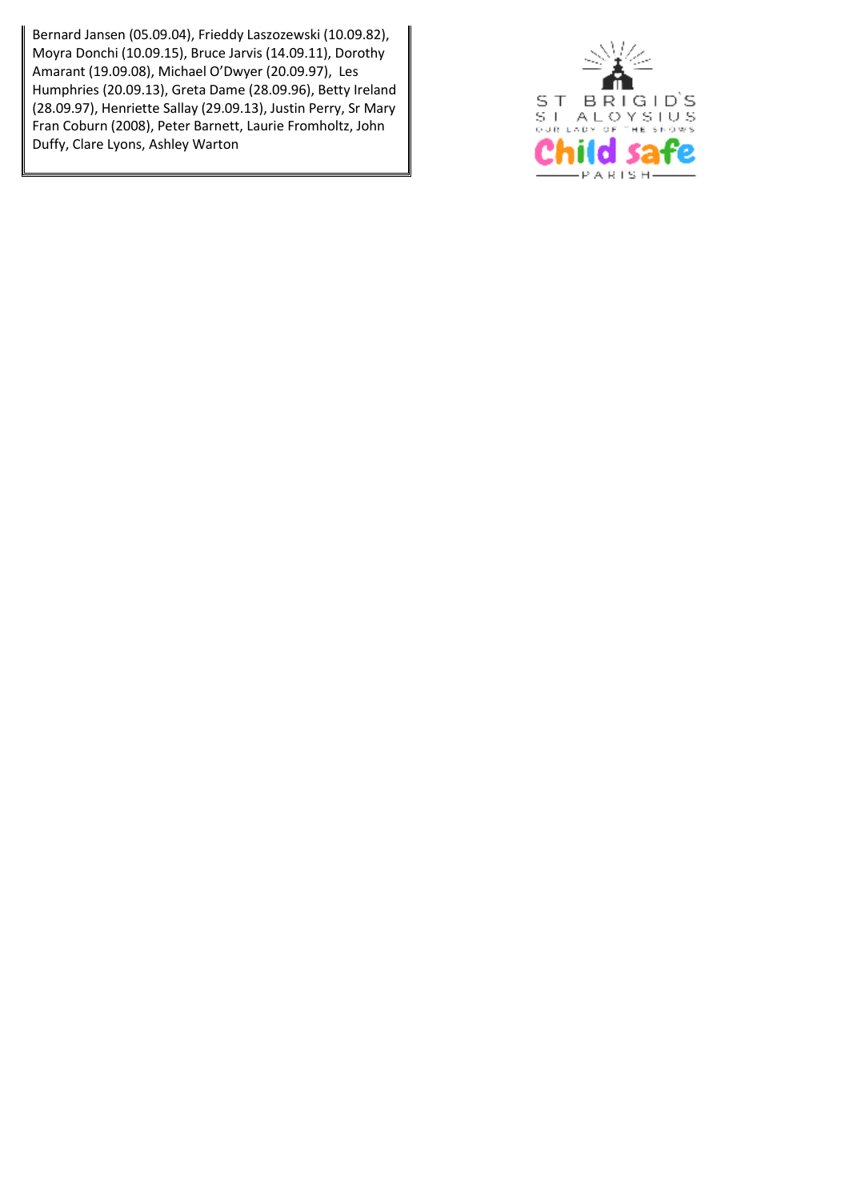Bernard Jansen (05.09.04), Frieddy Laszozewski (10.09.82), Moyra Donchi (10.09.15), Bruce Jarvis (14.09.11), Dorothy Amarant (19.09.08), Michael O'Dwyer (20.09.97), Les Humphries (20.09.13), Greta Dame (28.09.96), Betty Ireland (28.09.97), Henriette Sallay (29.09.13), Justin Perry, Sr Mary Fran Coburn (2008), Peter Barnett, Laurie Fromholtz, John Duffy, Clare Lyons, Ashley Warton

ST BRIGID'S
ST ALOYSIUS
OUR LADY OF THE SNOWS
Child safe
PARISH